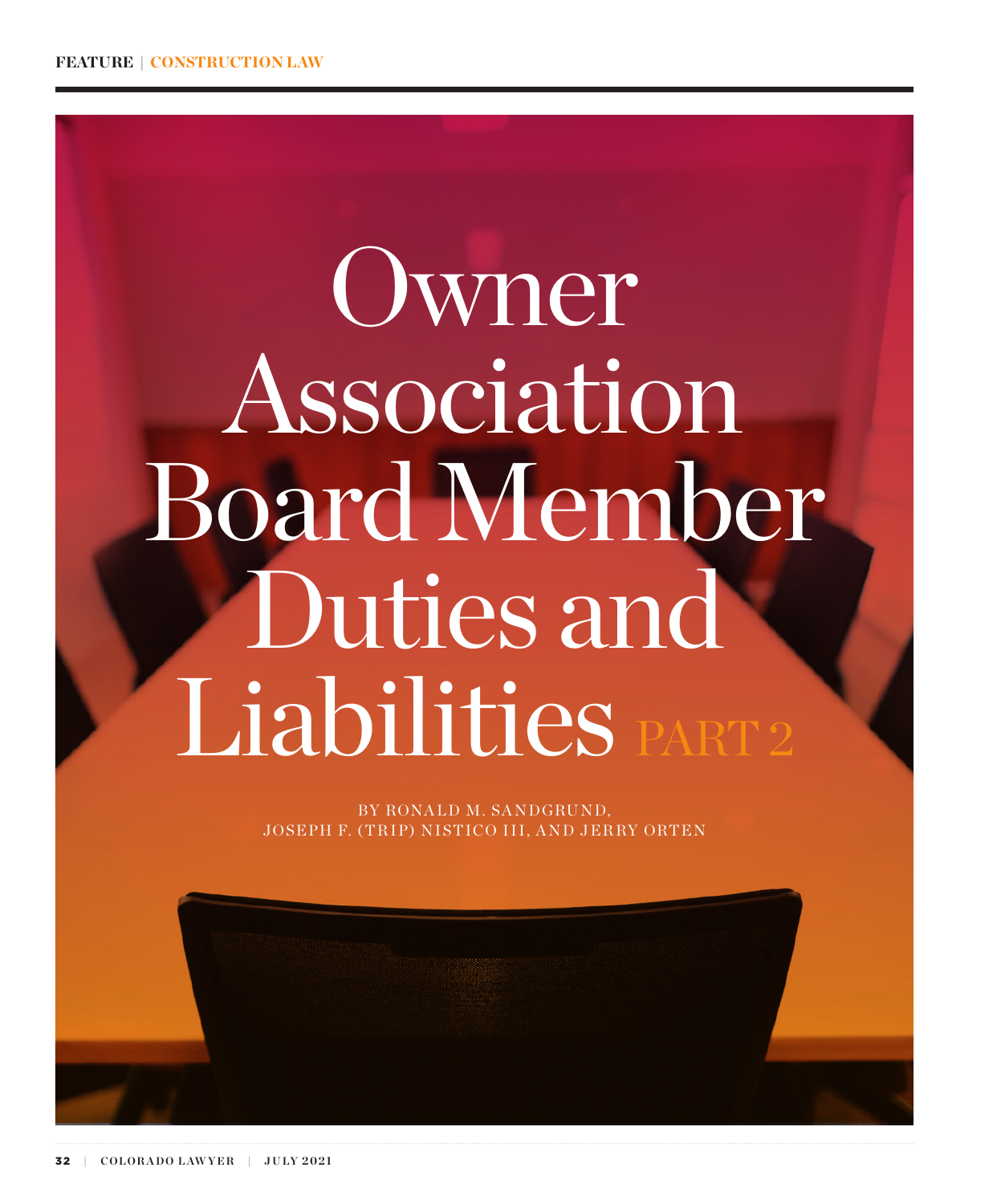FEATURE | CONSTRUCTION LAW

# Owner Association Board Member Duties and Liabilities PART 2

BY RONALD M. SANDGRUND, JOSEPH F. (TRIP) NISTICO III, AND JERRY ORTEN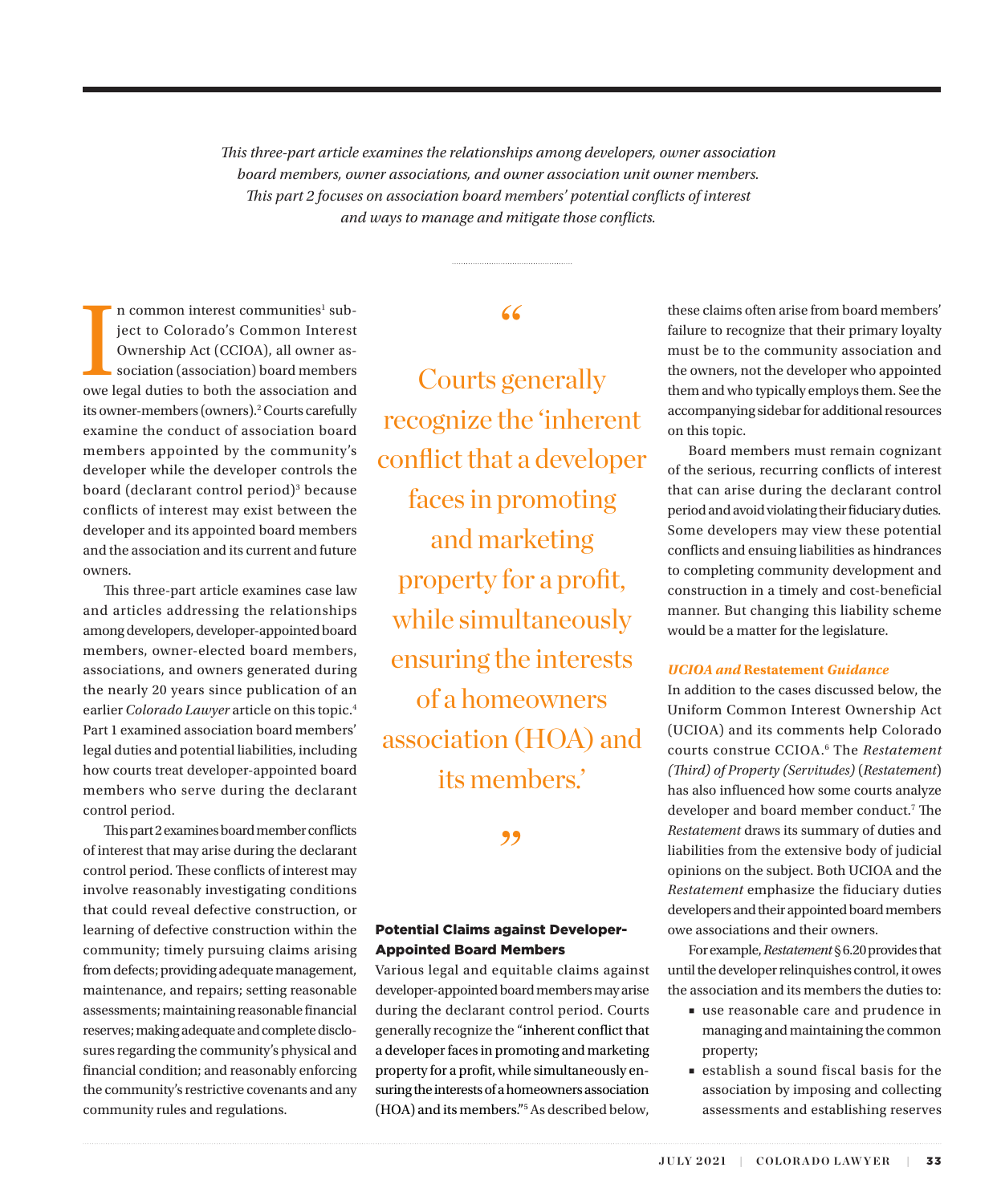*This three-part article examines the relationships among developers, owner association board members, owner associations, and owner association unit owner members. This part 2 focuses on association board members' potential conflicts of interest and ways to manage and mitigate those conflicts.*

In common interest communities[1] subject to Colorado's Common Interest Ownership Act (CCIOA), all owner association (association) board members owe legal duties to both the association and its owner-members (owners).[2] Courts carefully examine the conduct of association board members appointed by the community's developer while the developer controls the board (declarant control period)[3] because conflicts of interest may exist between the developer and its appointed board members and the association and its current and future owners.

This three-part article examines case law and articles addressing the relationships among developers, developer-appointed board members, owner-elected board members, associations, and owners generated during the nearly 20 years since publication of an earlier *Colorado Lawyer* article on this topic.[4] Part 1 examined association board members' legal duties and potential liabilities, including how courts treat developer-appointed board members who serve during the declarant control period.

This part 2 examines board member conflicts of interest that may arise during the declarant control period. These conflicts of interest may involve reasonably investigating conditions that could reveal defective construction, or learning of defective construction within the community; timely pursuing claims arising from defects; providing adequate management, maintenance, and repairs; setting reasonable assessments; maintaining reasonable financial reserves; making adequate and complete disclosures regarding the community's physical and financial condition; and reasonably enforcing the community's restrictive covenants and any community rules and regulations.

> "Courts generally recognize the 'inherent conflict that a developer faces in promoting and marketing property for a profit, while simultaneously ensuring the interests of a homeowners association (HOA) and its members.'"

### Potential Claims against Developer-Appointed Board Members

Various legal and equitable claims against developer-appointed board members may arise during the declarant control period. Courts generally recognize the "inherent conflict that a developer faces in promoting and marketing property for a profit, while simultaneously ensuring the interests of a homeowners association (HOA) and its members."[5] As described below, these claims often arise from board members' failure to recognize that their primary loyalty must be to the community association and the owners, not the developer who appointed them and who typically employs them. See the accompanying sidebar for additional resources on this topic.

Board members must remain cognizant of the serious, recurring conflicts of interest that can arise during the declarant control period and avoid violating their fiduciary duties. Some developers may view these potential conflicts and ensuing liabilities as hindrances to completing community development and construction in a timely and cost-beneficial manner. But changing this liability scheme would be a matter for the legislature.

#### *UCIOA and* Restatement *Guidance*

In addition to the cases discussed below, the Uniform Common Interest Ownership Act (UCIOA) and its comments help Colorado courts construe CCIOA.[6] The *Restatement (Third) of Property (Servitudes)* (*Restatement*) has also influenced how some courts analyze developer and board member conduct.[7] The *Restatement* draws its summary of duties and liabilities from the extensive body of judicial opinions on the subject. Both UCIOA and the *Restatement* emphasize the fiduciary duties developers and their appointed board members owe associations and their owners.

For example, *Restatement* § 6.20 provides that until the developer relinquishes control, it owes the association and its members the duties to:

- use reasonable care and prudence in managing and maintaining the common property;
- establish a sound fiscal basis for the association by imposing and collecting assessments and establishing reserves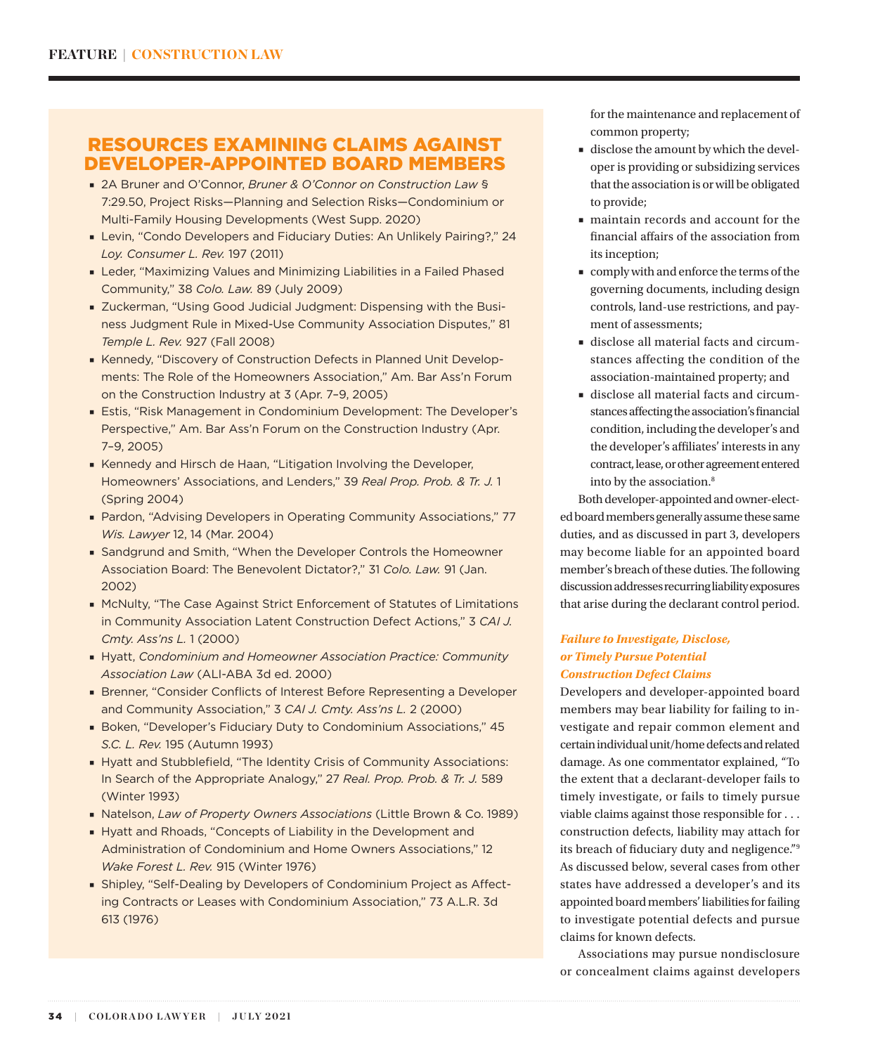## RESOURCES EXAMINING CLAIMS AGAINST DEVELOPER-APPOINTED BOARD MEMBERS

- 2A Bruner and O'Connor, *Bruner & O'Connor on Construction Law* § 7:29.50, Project Risks—Planning and Selection Risks—Condominium or Multi-Family Housing Developments (West Supp. 2020)
- Levin, "Condo Developers and Fiduciary Duties: An Unlikely Pairing?," 24 *Loy. Consumer L. Rev.* 197 (2011)
- Leder, "Maximizing Values and Minimizing Liabilities in a Failed Phased Community," 38 *Colo. Law.* 89 (July 2009)
- Zuckerman, "Using Good Judicial Judgment: Dispensing with the Business Judgment Rule in Mixed-Use Community Association Disputes," 81 *Temple L. Rev.* 927 (Fall 2008)
- Kennedy, "Discovery of Construction Defects in Planned Unit Developments: The Role of the Homeowners Association," Am. Bar Ass'n Forum on the Construction Industry at 3 (Apr. 7–9, 2005)
- Estis, "Risk Management in Condominium Development: The Developer's Perspective," Am. Bar Ass'n Forum on the Construction Industry (Apr. 7–9, 2005)
- Kennedy and Hirsch de Haan, "Litigation Involving the Developer, Homeowners' Associations, and Lenders," 39 *Real Prop. Prob. & Tr. J.* 1 (Spring 2004)
- Pardon, "Advising Developers in Operating Community Associations," 77 *Wis. Lawyer* 12, 14 (Mar. 2004)
- Sandgrund and Smith, "When the Developer Controls the Homeowner Association Board: The Benevolent Dictator?," 31 *Colo. Law.* 91 (Jan. 2002)
- McNulty, "The Case Against Strict Enforcement of Statutes of Limitations in Community Association Latent Construction Defect Actions," 3 *CAI J. Cmty. Ass'ns L.* 1 (2000)
- Hyatt, *Condominium and Homeowner Association Practice: Community Association Law* (ALI-ABA 3d ed. 2000)
- Brenner, "Consider Conflicts of Interest Before Representing a Developer and Community Association," 3 *CAI J. Cmty. Ass'ns L.* 2 (2000)
- Boken, "Developer's Fiduciary Duty to Condominium Associations," 45 *S.C. L. Rev.* 195 (Autumn 1993)
- Hyatt and Stubblefield, "The Identity Crisis of Community Associations: In Search of the Appropriate Analogy," 27 *Real. Prop. Prob. & Tr. J.* 589 (Winter 1993)
- Natelson, *Law of Property Owners Associations* (Little Brown & Co. 1989)
- Hyatt and Rhoads, "Concepts of Liability in the Development and Administration of Condominium and Home Owners Associations," 12 *Wake Forest L. Rev.* 915 (Winter 1976)
- Shipley, "Self-Dealing by Developers of Condominium Project as Affecting Contracts or Leases with Condominium Association," 73 A.L.R. 3d 613 (1976)

for the maintenance and replacement of common property;

- disclose the amount by which the developer is providing or subsidizing services that the association is or will be obligated to provide;
- maintain records and account for the financial affairs of the association from its inception;
- comply with and enforce the terms of the governing documents, including design controls, land-use restrictions, and payment of assessments;
- disclose all material facts and circumstances affecting the condition of the association-maintained property; and
- disclose all material facts and circumstances affecting the association's financial condition, including the developer's and the developer's affiliates' interests in any contract, lease, or other agreement entered into by the association.[8]

Both developer-appointed and owner-elected board members generally assume these same duties, and as discussed in part 3, developers may become liable for an appointed board member's breach of these duties. The following discussion addresses recurring liability exposures that arise during the declarant control period.

### *Failure to Investigate, Disclose, or Timely Pursue Potential Construction Defect Claims*

Developers and developer-appointed board members may bear liability for failing to investigate and repair common element and certain individual unit/home defects and related damage. As one commentator explained, "To the extent that a declarant-developer fails to timely investigate, or fails to timely pursue viable claims against those responsible for . . . construction defects, liability may attach for its breach of fiduciary duty and negligence."[9] As discussed below, several cases from other states have addressed a developer's and its appointed board members' liabilities for failing to investigate potential defects and pursue claims for known defects.

Associations may pursue nondisclosure or concealment claims against developers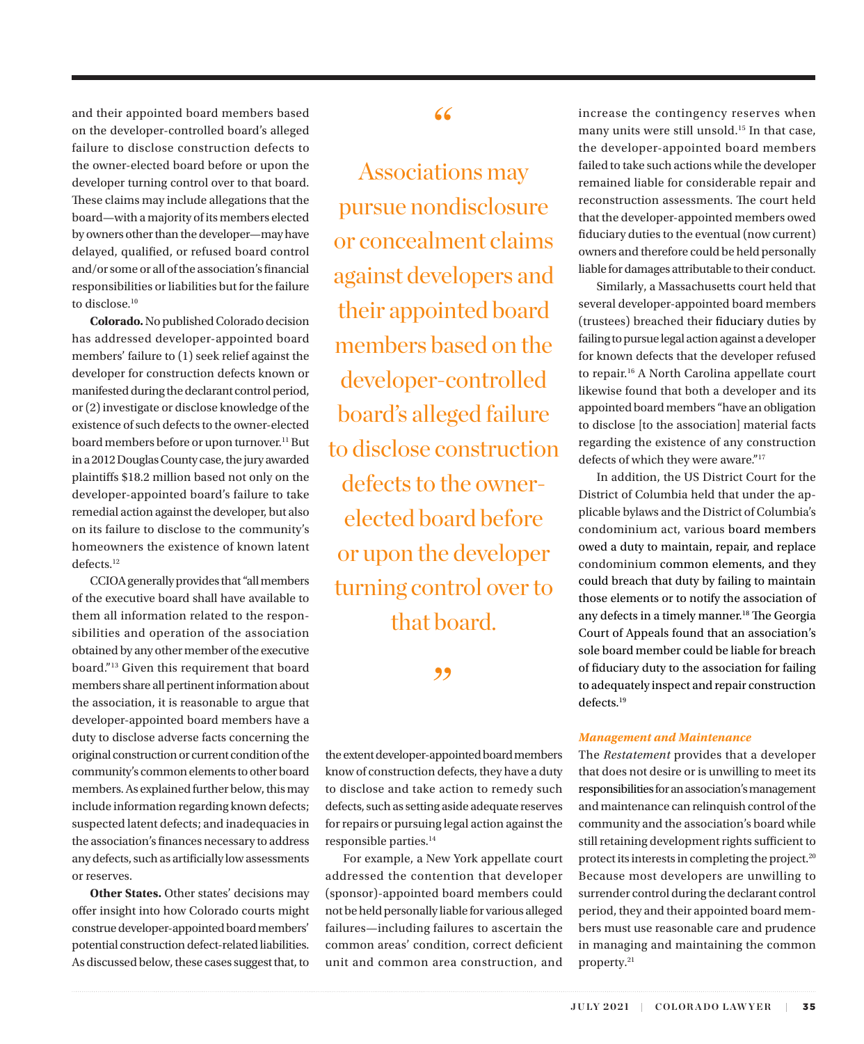and their appointed board members based on the developer-controlled board's alleged failure to disclose construction defects to the owner-elected board before or upon the developer turning control over to that board. These claims may include allegations that the board—with a majority of its members elected by owners other than the developer—may have delayed, qualified, or refused board control and/or some or all of the association's financial responsibilities or liabilities but for the failure to disclose.[10]

**Colorado.** No published Colorado decision has addressed developer-appointed board members' failure to (1) seek relief against the developer for construction defects known or manifested during the declarant control period, or (2) investigate or disclose knowledge of the existence of such defects to the owner-elected board members before or upon turnover.[11] But in a 2012 Douglas County case, the jury awarded plaintiffs $18.2 million based not only on the developer-appointed board's failure to take remedial action against the developer, but also on its failure to disclose to the community's homeowners the existence of known latent defects.[12]

CCIOA generally provides that "all members of the executive board shall have available to them all information related to the responsibilities and operation of the association obtained by any other member of the executive board."[13] Given this requirement that board members share all pertinent information about the association, it is reasonable to argue that developer-appointed board members have a duty to disclose adverse facts concerning the original construction or current condition of the community's common elements to other board members. As explained further below, this may include information regarding known defects; suspected latent defects; and inadequacies in the association's finances necessary to address any defects, such as artificially low assessments or reserves.

**Other States.** Other states' decisions may offer insight into how Colorado courts might construe developer-appointed board members' potential construction defect-related liabilities. As discussed below, these cases suggest that, to the extent developer-appointed board members know of construction defects, they have a duty to disclose and take action to remedy such defects, such as setting aside adequate reserves for repairs or pursuing legal action against the responsible parties.[14]

> "Associations may pursue nondisclosure or concealment claims against developers and their appointed board members based on the developer-controlled board's alleged failure to disclose construction defects to the owner-elected board before or upon the developer turning control over to that board."

For example, a New York appellate court addressed the contention that developer (sponsor)-appointed board members could not be held personally liable for various alleged failures—including failures to ascertain the common areas' condition, correct deficient unit and common area construction, and increase the contingency reserves when many units were still unsold.[15] In that case, the developer-appointed board members failed to take such actions while the developer remained liable for considerable repair and reconstruction assessments. The court held that the developer-appointed members owed fiduciary duties to the eventual (now current) owners and therefore could be held personally liable for damages attributable to their conduct.

Similarly, a Massachusetts court held that several developer-appointed board members (trustees) breached their fiduciary duties by failing to pursue legal action against a developer for known defects that the developer refused to repair.[16] A North Carolina appellate court likewise found that both a developer and its appointed board members "have an obligation to disclose [to the association] material facts regarding the existence of any construction defects of which they were aware."[17]

In addition, the US District Court for the District of Columbia held that under the applicable bylaws and the District of Columbia's condominium act, various board members owed a duty to maintain, repair, and replace condominium common elements, and they could breach that duty by failing to maintain those elements or to notify the association of any defects in a timely manner.[18] The Georgia Court of Appeals found that an association's sole board member could be liable for breach of fiduciary duty to the association for failing to adequately inspect and repair construction defects.[19]

### *Management and Maintenance*

The *Restatement* provides that a developer that does not desire or is unwilling to meet its responsibilities for an association's management and maintenance can relinquish control of the community and the association's board while still retaining development rights sufficient to protect its interests in completing the project.[20] Because most developers are unwilling to surrender control during the declarant control period, they and their appointed board members must use reasonable care and prudence in managing and maintaining the common property.[21]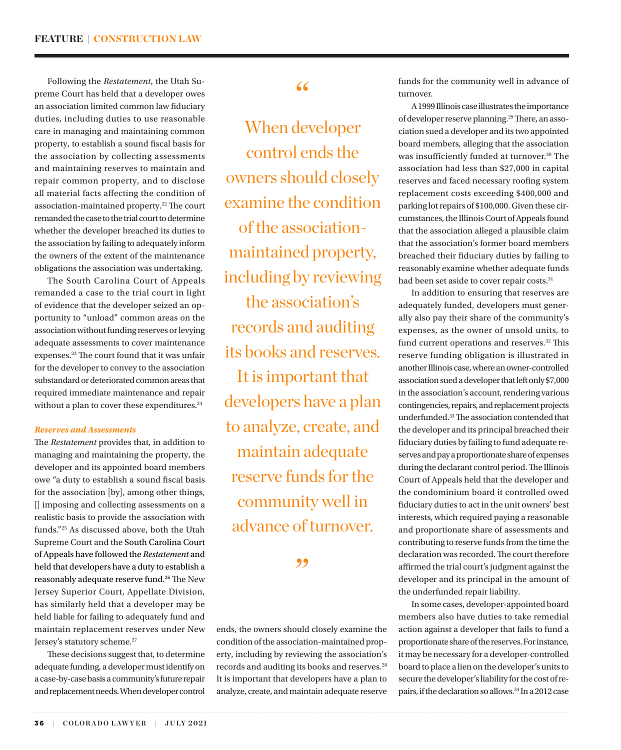Following the *Restatement*, the Utah Supreme Court has held that a developer owes an association limited common law fiduciary duties, including duties to use reasonable care in managing and maintaining common property, to establish a sound fiscal basis for the association by collecting assessments and maintaining reserves to maintain and repair common property, and to disclose all material facts affecting the condition of association-maintained property.[22] The court remanded the case to the trial court to determine whether the developer breached its duties to the association by failing to adequately inform the owners of the extent of the maintenance obligations the association was undertaking.

The South Carolina Court of Appeals remanded a case to the trial court in light of evidence that the developer seized an opportunity to "unload" common areas on the association without funding reserves or levying adequate assessments to cover maintenance expenses.[23] The court found that it was unfair for the developer to convey to the association substandard or deteriorated common areas that required immediate maintenance and repair without a plan to cover these expenditures.[24]

***Reserves and Assessments***

The *Restatement* provides that, in addition to managing and maintaining the property, the developer and its appointed board members owe "a duty to establish a sound fiscal basis for the association [by], among other things, [] imposing and collecting assessments on a realistic basis to provide the association with funds."[25] As discussed above, both the Utah Supreme Court and the South Carolina Court of Appeals have followed the *Restatement* and held that developers have a duty to establish a reasonably adequate reserve fund.[26] The New Jersey Superior Court, Appellate Division, has similarly held that a developer may be held liable for failing to adequately fund and maintain replacement reserves under New Jersey's statutory scheme.[27]

These decisions suggest that, to determine adequate funding, a developer must identify on a case-by-case basis a community's future repair and replacement needs. When developer control ends, the owners should closely examine the condition of the association-maintained property, including by reviewing the association's records and auditing its books and reserves.[28] It is important that developers have a plan to analyze, create, and maintain adequate reserve funds for the community well in advance of turnover.

> "When developer control ends the owners should closely examine the condition of the association-maintained property, including by reviewing the association's records and auditing its books and reserves. It is important that developers have a plan to analyze, create, and maintain adequate reserve funds for the community well in advance of turnover."

A 1999 Illinois case illustrates the importance of developer reserve planning.[29] There, an association sued a developer and its two appointed board members, alleging that the association was insufficiently funded at turnover.[30] The association had less than $27,000 in capital reserves and faced necessary roofing system replacement costs exceeding $400,000 and parking lot repairs of $100,000. Given these circumstances, the Illinois Court of Appeals found that the association alleged a plausible claim that the association's former board members breached their fiduciary duties by failing to reasonably examine whether adequate funds had been set aside to cover repair costs.[31]

In addition to ensuring that reserves are adequately funded, developers must generally also pay their share of the community's expenses, as the owner of unsold units, to fund current operations and reserves.[32] This reserve funding obligation is illustrated in another Illinois case, where an owner-controlled association sued a developer that left only $7,000 in the association's account, rendering various contingencies, repairs, and replacement projects underfunded.[33] The association contended that the developer and its principal breached their fiduciary duties by failing to fund adequate reserves and pay a proportionate share of expenses during the declarant control period. The Illinois Court of Appeals held that the developer and the condominium board it controlled owed fiduciary duties to act in the unit owners' best interests, which required paying a reasonable and proportionate share of assessments and contributing to reserve funds from the time the declaration was recorded. The court therefore affirmed the trial court's judgment against the developer and its principal in the amount of the underfunded repair liability.

In some cases, developer-appointed board members also have duties to take remedial action against a developer that fails to fund a proportionate share of the reserves. For instance, it may be necessary for a developer-controlled board to place a lien on the developer's units to secure the developer's liability for the cost of repairs, if the declaration so allows.[34] In a 2012 case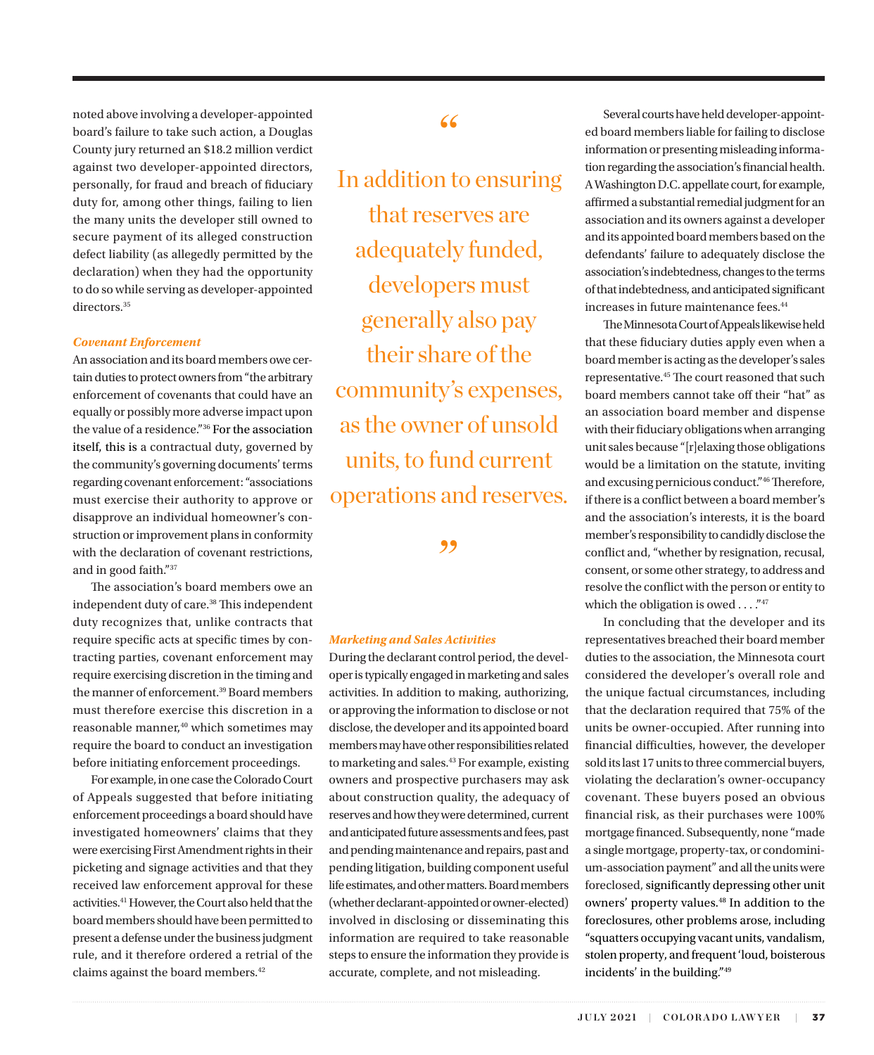noted above involving a developer-appointed board's failure to take such action, a Douglas County jury returned an $18.2 million verdict against two developer-appointed directors, personally, for fraud and breach of fiduciary duty for, among other things, failing to lien the many units the developer still owned to secure payment of its alleged construction defect liability (as allegedly permitted by the declaration) when they had the opportunity to do so while serving as developer-appointed directors.[35]

### *Covenant Enforcement*

An association and its board members owe certain duties to protect owners from "the arbitrary enforcement of covenants that could have an equally or possibly more adverse impact upon the value of a residence."[36] For the association itself, this is a contractual duty, governed by the community's governing documents' terms regarding covenant enforcement: "associations must exercise their authority to approve or disapprove an individual homeowner's construction or improvement plans in conformity with the declaration of covenant restrictions, and in good faith."[37]

The association's board members owe an independent duty of care.[38] This independent duty recognizes that, unlike contracts that require specific acts at specific times by contracting parties, covenant enforcement may require exercising discretion in the timing and the manner of enforcement.[39] Board members must therefore exercise this discretion in a reasonable manner,[40] which sometimes may require the board to conduct an investigation before initiating enforcement proceedings.

For example, in one case the Colorado Court of Appeals suggested that before initiating enforcement proceedings a board should have investigated homeowners' claims that they were exercising First Amendment rights in their picketing and signage activities and that they received law enforcement approval for these activities.[41] However, the Court also held that the board members should have been permitted to present a defense under the business judgment rule, and it therefore ordered a retrial of the claims against the board members.[42]

> "In addition to ensuring that reserves are adequately funded, developers must generally also pay their share of the community's expenses, as the owner of unsold units, to fund current operations and reserves."

### *Marketing and Sales Activities*

During the declarant control period, the developer is typically engaged in marketing and sales activities. In addition to making, authorizing, or approving the information to disclose or not disclose, the developer and its appointed board members may have other responsibilities related to marketing and sales.[43] For example, existing owners and prospective purchasers may ask about construction quality, the adequacy of reserves and how they were determined, current and anticipated future assessments and fees, past and pending maintenance and repairs, past and pending litigation, building component useful life estimates, and other matters. Board members (whether declarant-appointed or owner-elected) involved in disclosing or disseminating this information are required to take reasonable steps to ensure the information they provide is accurate, complete, and not misleading.

Several courts have held developer-appointed board members liable for failing to disclose information or presenting misleading information regarding the association's financial health. A Washington D.C. appellate court, for example, affirmed a substantial remedial judgment for an association and its owners against a developer and its appointed board members based on the defendants' failure to adequately disclose the association's indebtedness, changes to the terms of that indebtedness, and anticipated significant increases in future maintenance fees.[44]

The Minnesota Court of Appeals likewise held that these fiduciary duties apply even when a board member is acting as the developer's sales representative.[45] The court reasoned that such board members cannot take off their "hat" as an association board member and dispense with their fiduciary obligations when arranging unit sales because "[r]elaxing those obligations would be a limitation on the statute, inviting and excusing pernicious conduct."[46] Therefore, if there is a conflict between a board member's and the association's interests, it is the board member's responsibility to candidly disclose the conflict and, "whether by resignation, recusal, consent, or some other strategy, to address and resolve the conflict with the person or entity to which the obligation is owed . . . ."[47]

In concluding that the developer and its representatives breached their board member duties to the association, the Minnesota court considered the developer's overall role and the unique factual circumstances, including that the declaration required that 75% of the units be owner-occupied. After running into financial difficulties, however, the developer sold its last 17 units to three commercial buyers, violating the declaration's owner-occupancy covenant. These buyers posed an obvious financial risk, as their purchases were 100% mortgage financed. Subsequently, none "made a single mortgage, property-tax, or condominium-association payment" and all the units were foreclosed, significantly depressing other unit owners' property values.[48] In addition to the foreclosures, other problems arose, including "squatters occupying vacant units, vandalism, stolen property, and frequent 'loud, boisterous incidents' in the building."[49]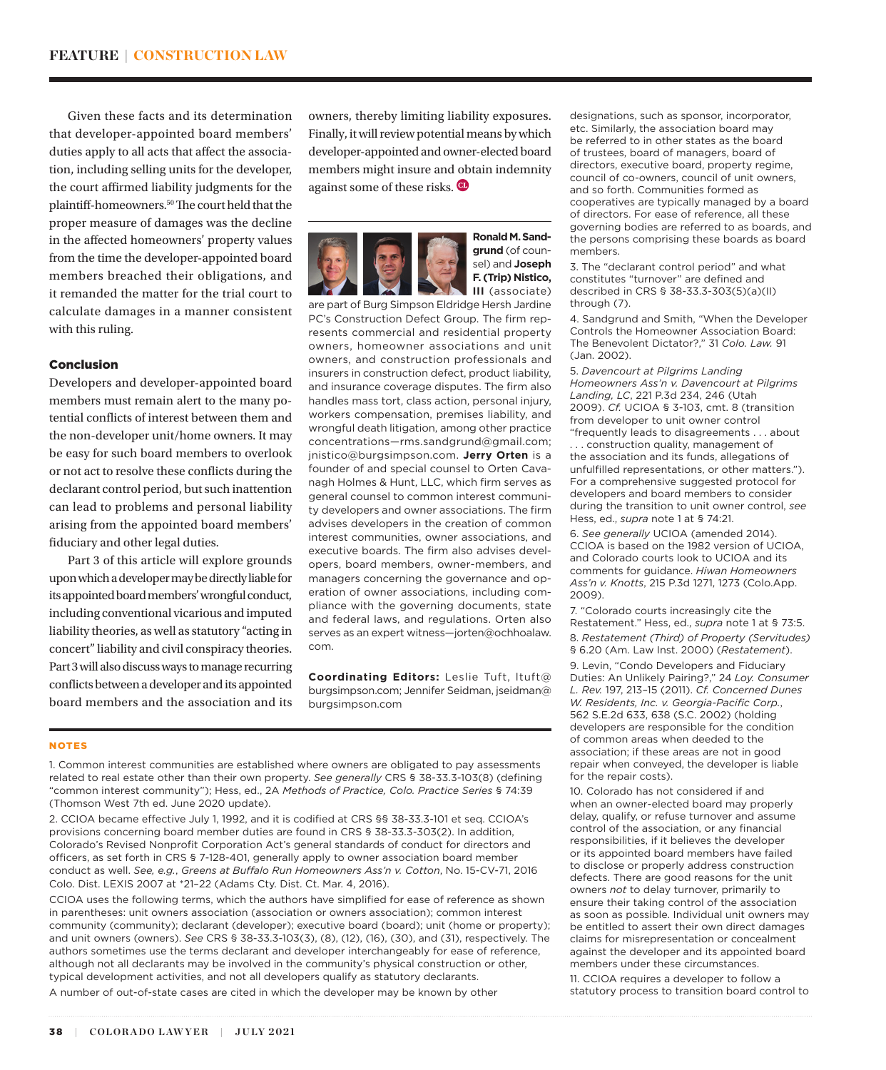Given these facts and its determination that developer-appointed board members' duties apply to all acts that affect the association, including selling units for the developer, the court affirmed liability judgments for the plaintiff-homeowners.[50] The court held that the proper measure of damages was the decline in the affected homeowners' property values from the time the developer-appointed board members breached their obligations, and it remanded the matter for the trial court to calculate damages in a manner consistent with this ruling.

## Conclusion

Developers and developer-appointed board members must remain alert to the many potential conflicts of interest between them and the non-developer unit/home owners. It may be easy for such board members to overlook or not act to resolve these conflicts during the declarant control period, but such inattention can lead to problems and personal liability arising from the appointed board members' fiduciary and other legal duties.

Part 3 of this article will explore grounds upon which a developer may be directly liable for its appointed board members' wrongful conduct, including conventional vicarious and imputed liability theories, as well as statutory "acting in concert" liability and civil conspiracy theories. Part 3 will also discuss ways to manage recurring conflicts between a developer and its appointed board members and the association and its owners, thereby limiting liability exposures. Finally, it will review potential means by which developer-appointed and owner-elected board members might insure and obtain indemnity against some of these risks.

**Ronald M. Sandgrund** (of counsel) and **Joseph F. (Trip) Nistico, III** (associate) are part of Burg Simpson Eldridge Hersh Jardine PC's Construction Defect Group. The firm represents commercial and residential property owners, homeowner associations and unit owners, and construction professionals and insurers in construction defect, product liability, and insurance coverage disputes. The firm also handles mass tort, class action, personal injury, workers compensation, premises liability, and wrongful death litigation, among other practice concentrations—rms.sandgrund@gmail.com; jnistico@burgsimpson.com. **Jerry Orten** is a founder of and special counsel to Orten Cavanagh Holmes & Hunt, LLC, which firm serves as general counsel to common interest community developers and owner associations. The firm advises developers in the creation of common interest communities, owner associations, and executive boards. The firm also advises developers, board members, owner-members, and managers concerning the governance and operation of owner associations, including compliance with the governing documents, state and federal laws, and regulations. Orten also serves as an expert witness—jorten@ochhoalaw.com.

**Coordinating Editors:** Leslie Tuft, ltuft@burgsimpson.com; Jennifer Seidman, jseidman@burgsimpson.com

### NOTES

1. Common interest communities are established where owners are obligated to pay assessments related to real estate other than their own property. *See generally* CRS § 38-33.3-103(8) (defining "common interest community"); Hess, ed., 2A *Methods of Practice, Colo. Practice Series* § 74:39 (Thomson West 7th ed. June 2020 update).

2. CCIOA became effective July 1, 1992, and it is codified at CRS §§ 38-33.3-101 et seq. CCIOA's provisions concerning board member duties are found in CRS § 38-33.3-303(2). In addition, Colorado's Revised Nonprofit Corporation Act's general standards of conduct for directors and officers, as set forth in CRS § 7-128-401, generally apply to owner association board member conduct as well. *See, e.g.*, *Greens at Buffalo Run Homeowners Ass'n v. Cotton*, No. 15-CV-71, 2016 Colo. Dist. LEXIS 2007 at *21–22 (Adams Cty. Dist. Ct. Mar. 4, 2016).

CCIOA uses the following terms, which the authors have simplified for ease of reference as shown in parentheses: unit owners association (association or owners association); common interest community (community); declarant (developer); executive board (board); unit (home or property); and unit owners (owners). *See* CRS § 38-33.3-103(3), (8), (12), (16), (30), and (31), respectively. The authors sometimes use the terms declarant and developer interchangeably for ease of reference, although not all declarants may be involved in the community's physical construction or other, typical development activities, and not all developers qualify as statutory declarants.

A number of out-of-state cases are cited in which the developer may be known by other designations, such as sponsor, incorporator, etc. Similarly, the association board may be referred to in other states as the board of trustees, board of managers, board of directors, executive board, property regime, council of co-owners, council of unit owners, and so forth. Communities formed as cooperatives are typically managed by a board of directors. For ease of reference, all these governing bodies are referred to as boards, and the persons comprising these boards as board members.

3. The "declarant control period" and what constitutes "turnover" are defined and described in CRS § 38-33.3-303(5)(a)(II) through (7).

4. Sandgrund and Smith, "When the Developer Controls the Homeowner Association Board: The Benevolent Dictator?," 31 *Colo. Law.* 91 (Jan. 2002).

5. *Davencourt at Pilgrims Landing Homeowners Ass'n v. Davencourt at Pilgrims Landing, LC*, 221 P.3d 234, 246 (Utah 2009). *Cf.* UCIOA § 3-103, cmt. 8 (transition from developer to unit owner control "frequently leads to disagreements . . . about . . . construction quality, management of the association and its funds, allegations of unfulfilled representations, or other matters."). For a comprehensive suggested protocol for developers and board members to consider during the transition to unit owner control, *see* Hess, ed., *supra* note 1 at § 74:21.

6. *See generally* UCIOA (amended 2014). CCIOA is based on the 1982 version of UCIOA, and Colorado courts look to UCIOA and its comments for guidance. *Hiwan Homeowners Ass'n v. Knotts*, 215 P.3d 1271, 1273 (Colo.App. 2009).

7. "Colorado courts increasingly cite the Restatement." Hess, ed., *supra* note 1 at § 73:5.

8. *Restatement (Third) of Property (Servitudes)* § 6.20 (Am. Law Inst. 2000) (*Restatement*).

9. Levin, "Condo Developers and Fiduciary Duties: An Unlikely Pairing?," 24 *Loy. Consumer L. Rev.* 197, 213–15 (2011). *Cf. Concerned Dunes W. Residents, Inc. v. Georgia-Pacific Corp.*, 562 S.E.2d 633, 638 (S.C. 2002) (holding developers are responsible for the condition of common areas when deeded to the association; if these areas are not in good repair when conveyed, the developer is liable for the repair costs).

10. Colorado has not considered if and when an owner-elected board may properly delay, qualify, or refuse turnover and assume control of the association, or any financial responsibilities, if it believes the developer or its appointed board members have failed to disclose or properly address construction defects. There are good reasons for the unit owners *not* to delay turnover, primarily to ensure their taking control of the association as soon as possible. Individual unit owners may be entitled to assert their own direct damages claims for misrepresentation or concealment against the developer and its appointed board members under these circumstances.

11. CCIOA requires a developer to follow a statutory process to transition board control to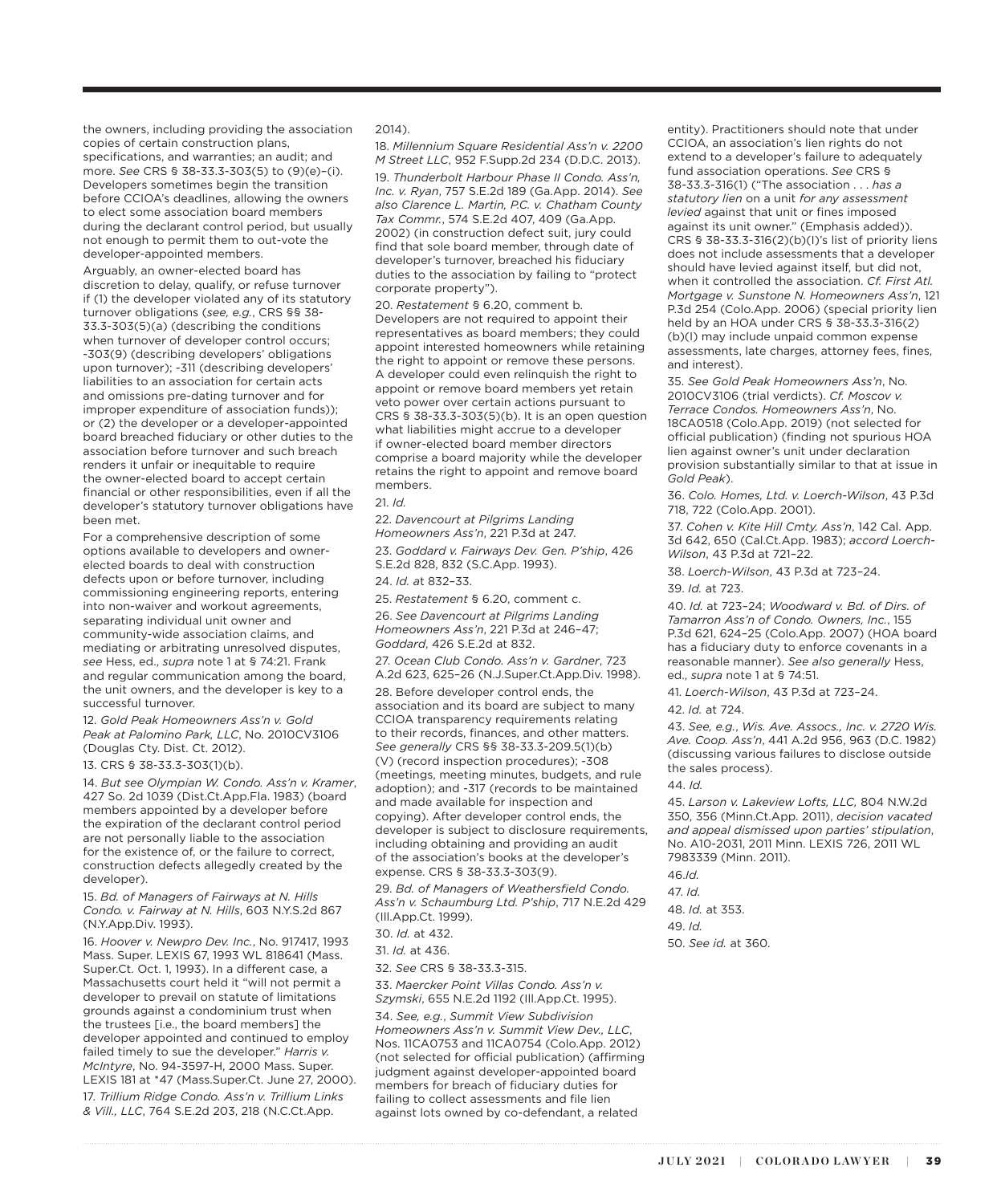the owners, including providing the association copies of certain construction plans, specifications, and warranties; an audit; and more. *See* CRS § 38-33.3-303(5) to (9)(e)–(i). Developers sometimes begin the transition before CCIOA's deadlines, allowing the owners to elect some association board members during the declarant control period, but usually not enough to permit them to out-vote the developer-appointed members.

Arguably, an owner-elected board has discretion to delay, qualify, or refuse turnover if (1) the developer violated any of its statutory turnover obligations (*see, e.g.*, CRS §§ 38-33.3-303(5)(a) (describing the conditions when turnover of developer control occurs; -303(9) (describing developers' obligations upon turnover); -311 (describing developers' liabilities to an association for certain acts and omissions pre-dating turnover and for improper expenditure of association funds)); or (2) the developer or a developer-appointed board breached fiduciary or other duties to the association before turnover and such breach renders it unfair or inequitable to require the owner-elected board to accept certain financial or other responsibilities, even if all the developer's statutory turnover obligations have been met.

For a comprehensive description of some options available to developers and owner-elected boards to deal with construction defects upon or before turnover, including commissioning engineering reports, entering into non-waiver and workout agreements, separating individual unit owner and community-wide association claims, and mediating or arbitrating unresolved disputes, *see* Hess, ed., *supra* note 1 at § 74:21. Frank and regular communication among the board, the unit owners, and the developer is key to a successful turnover.

12. *Gold Peak Homeowners Ass'n v. Gold Peak at Palomino Park, LLC*, No. 2010CV3106 (Douglas Cty. Dist. Ct. 2012).

13. CRS § 38-33.3-303(1)(b).

14. *But see Olympian W. Condo. Ass'n v. Kramer*, 427 So. 2d 1039 (Dist.Ct.App.Fla. 1983) (board members appointed by a developer before the expiration of the declarant control period are not personally liable to the association for the existence of, or the failure to correct, construction defects allegedly created by the developer).

15. *Bd. of Managers of Fairways at N. Hills Condo. v. Fairway at N. Hills*, 603 N.Y.S.2d 867 (N.Y.App.Div. 1993).

16. *Hoover v. Newpro Dev. Inc.*, No. 917417, 1993 Mass. Super. LEXIS 67, 1993 WL 818641 (Mass. Super.Ct. Oct. 1, 1993). In a different case, a Massachusetts court held it "will not permit a developer to prevail on statute of limitations grounds against a condominium trust when the trustees [i.e., the board members] the developer appointed and continued to employ failed timely to sue the developer." *Harris v. McIntyre*, No. 94-3597-H, 2000 Mass. Super. LEXIS 181 at *47 (Mass.Super.Ct. June 27, 2000).

17. *Trillium Ridge Condo. Ass'n v. Trillium Links & Vill., LLC*, 764 S.E.2d 203, 218 (N.C.Ct.App. 2014).

18. *Millennium Square Residential Ass'n v. 2200 M Street LLC*, 952 F.Supp.2d 234 (D.D.C. 2013).

19. *Thunderbolt Harbour Phase II Condo. Ass'n, Inc. v. Ryan*, 757 S.E.2d 189 (Ga.App. 2014). *See also Clarence L. Martin, P.C. v. Chatham County Tax Commr.*, 574 S.E.2d 407, 409 (Ga.App. 2002) (in construction defect suit, jury could find that sole board member, through date of developer's turnover, breached his fiduciary duties to the association by failing to "protect corporate property").

20. *Restatement* § 6.20, comment b. Developers are not required to appoint their representatives as board members; they could appoint interested homeowners while retaining the right to appoint or remove these persons. A developer could even relinquish the right to appoint or remove board members yet retain veto power over certain actions pursuant to CRS § 38-33.3-303(5)(b). It is an open question what liabilities might accrue to a developer if owner-elected board member directors comprise a board majority while the developer retains the right to appoint and remove board members.

21. *Id.*

22. *Davencourt at Pilgrims Landing Homeowners Ass'n*, 221 P.3d at 247.

23. *Goddard v. Fairways Dev. Gen. P'ship*, 426 S.E.2d 828, 832 (S.C.App. 1993).

24. *Id. a*t 832–33.

25. *Restatement* § 6.20, comment c.

26. *See Davencourt at Pilgrims Landing Homeowners Ass'n*, 221 P.3d at 246–47; *Goddard*, 426 S.E.2d at 832.

27. *Ocean Club Condo. Ass'n v. Gardner*, 723 A.2d 623, 625–26 (N.J.Super.Ct.App.Div. 1998).

28. Before developer control ends, the association and its board are subject to many CCIOA transparency requirements relating to their records, finances, and other matters. *See generally* CRS §§ 38-33.3-209.5(1)(b)(V) (record inspection procedures); -308 (meetings, meeting minutes, budgets, and rule adoption); and -317 (records to be maintained and made available for inspection and copying). After developer control ends, the developer is subject to disclosure requirements, including obtaining and providing an audit of the association's books at the developer's expense. CRS § 38-33.3-303(9).

29. *Bd. of Managers of Weathersfield Condo. Ass'n v. Schaumburg Ltd. P'ship*, 717 N.E.2d 429 (Ill.App.Ct. 1999).

30. *Id.* at 432.

31. *Id.* at 436.

32. *See* CRS § 38-33.3-315.

33. *Maercker Point Villas Condo. Ass'n v. Szymski*, 655 N.E.2d 1192 (Ill.App.Ct. 1995).

34. *See, e.g.*, *Summit View Subdivision Homeowners Ass'n v. Summit View Dev., LLC*, Nos. 11CA0753 and 11CA0754 (Colo.App. 2012) (not selected for official publication) (affirming judgment against developer-appointed board members for breach of fiduciary duties for failing to collect assessments and file lien against lots owned by co-defendant, a related entity). Practitioners should note that under CCIOA, an association's lien rights do not extend to a developer's failure to adequately fund association operations. *See* CRS § 38-33.3-316(1) ("The association . . . *has a statutory lien* on a unit *for any assessment levied* against that unit or fines imposed against its unit owner." (Emphasis added)). CRS § 38-33.3-316(2)(b)(I)'s list of priority liens does not include assessments that a developer should have levied against itself, but did not, when it controlled the association. *Cf. First Atl. Mortgage v. Sunstone N. Homeowners Ass'n*, 121 P.3d 254 (Colo.App. 2006) (special priority lien held by an HOA under CRS § 38-33.3-316(2)(b)(I) may include unpaid common expense assessments, late charges, attorney fees, fines, and interest).

35. *See Gold Peak Homeowners Ass'n*, No. 2010CV3106 (trial verdicts). *Cf. Moscov v. Terrace Condos. Homeowners Ass'n*, No. 18CA0518 (Colo.App. 2019) (not selected for official publication) (finding not spurious HOA lien against owner's unit under declaration provision substantially similar to that at issue in *Gold Peak*).

36. *Colo. Homes, Ltd. v. Loerch-Wilson*, 43 P.3d 718, 722 (Colo.App. 2001).

37. *Cohen v. Kite Hill Cmty. Ass'n*, 142 Cal. App. 3d 642, 650 (Cal.Ct.App. 1983); *accord Loerch-Wilson*, 43 P.3d at 721–22.

38. *Loerch-Wilson*, 43 P.3d at 723–24.

39. *Id.* at 723.

40. *Id.* at 723–24; *Woodward v. Bd. of Dirs. of Tamarron Ass'n of Condo. Owners, Inc.*, 155 P.3d 621, 624–25 (Colo.App. 2007) (HOA board has a fiduciary duty to enforce covenants in a reasonable manner). *See also generally* Hess, ed., *supra* note 1 at § 74:51.

41. *Loerch-Wilson*, 43 P.3d at 723–24.

42. *Id.* at 724.

43. *See, e.g.*, *Wis. Ave. Assocs., Inc. v. 2720 Wis. Ave. Coop. Ass'n*, 441 A.2d 956, 963 (D.C. 1982) (discussing various failures to disclose outside the sales process).

44. *Id.*

45. *Larson v. Lakeview Lofts, LLC,* 804 N.W.2d 350, 356 (Minn.Ct.App. 2011), *decision vacated and appeal dismissed upon parties' stipulation*, No. A10-2031, 2011 Minn. LEXIS 726, 2011 WL 7983339 (Minn. 2011).

46.*Id.*

47. *Id.*

48. *Id.* at 353.

49. *Id.*

50. *See id.* at 360.